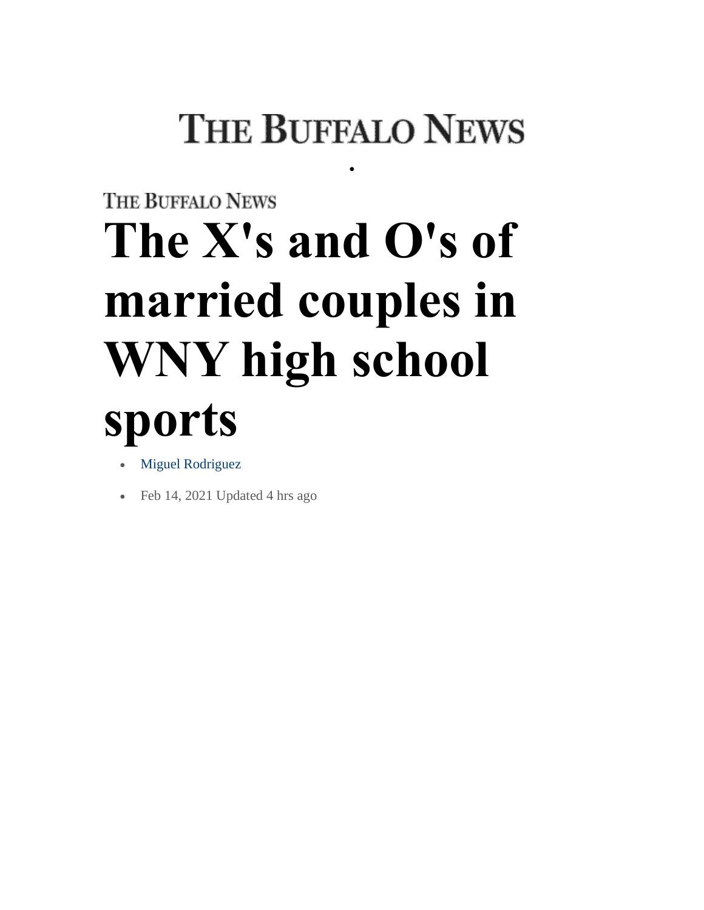THE BUFFALO NEWS

THE BUFFALO NEWS

# The X's and O's of married couples in WNY high school sports

- Miguel Rodriguez
- Feb 14, 2021 Updated 4 hrs ago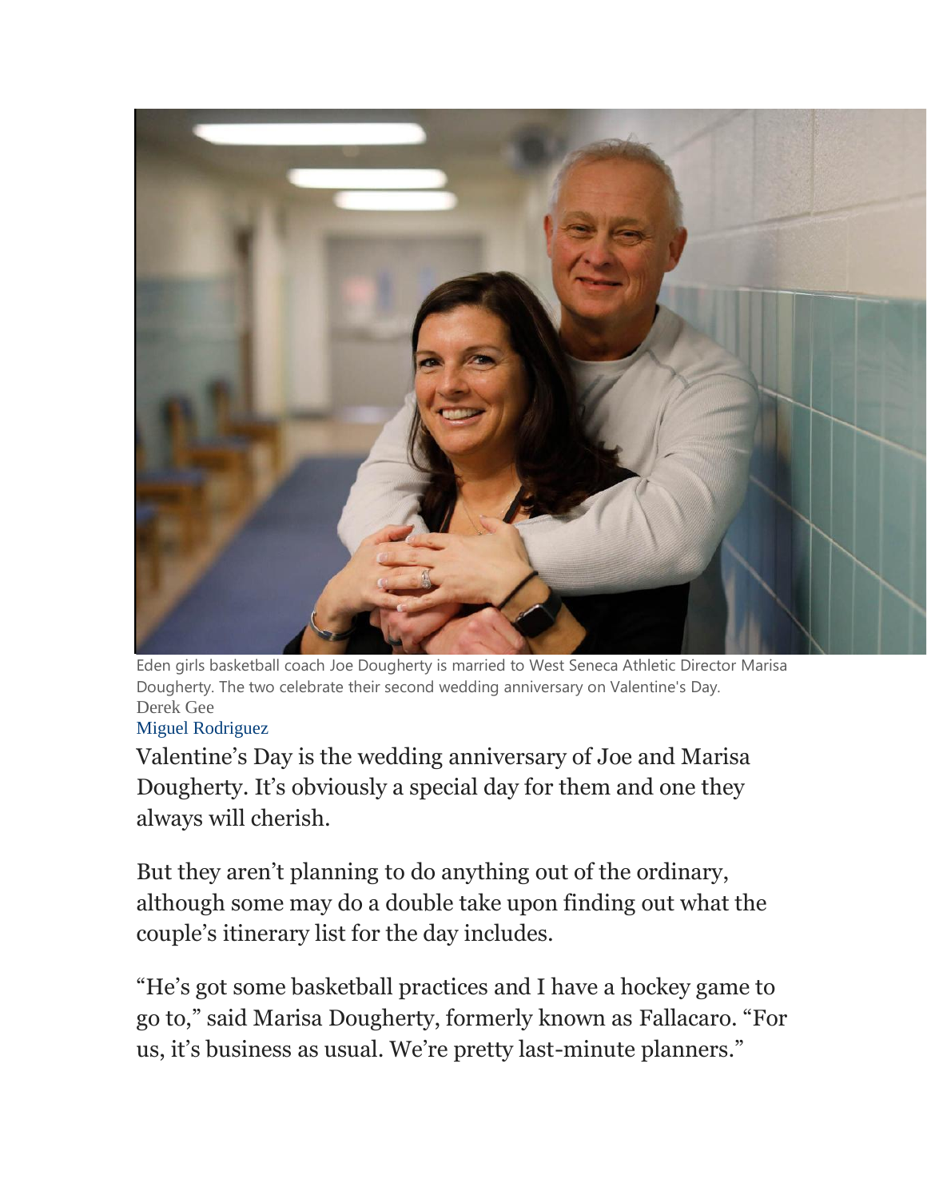Eden girls basketball coach Joe Dougherty is married to West Seneca Athletic Director Marisa Dougherty. The two celebrate their second wedding anniversary on Valentine's Day.
Derek Gee
Miguel Rodriguez

Valentine's Day is the wedding anniversary of Joe and Marisa Dougherty. It's obviously a special day for them and one they always will cherish.

But they aren't planning to do anything out of the ordinary, although some may do a double take upon finding out what the couple's itinerary list for the day includes.

"He's got some basketball practices and I have a hockey game to go to," said Marisa Dougherty, formerly known as Fallacaro. "For us, it's business as usual. We're pretty last-minute planners."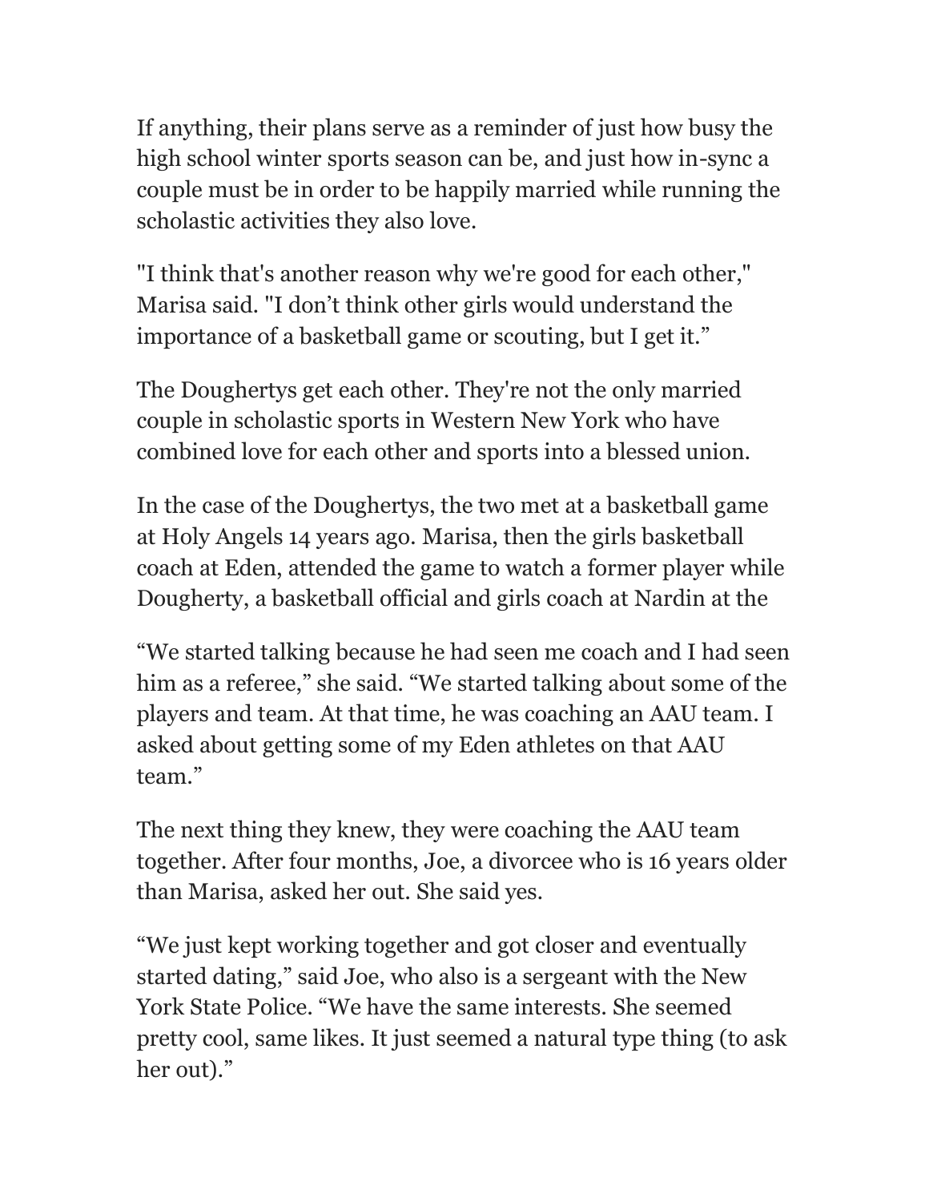If anything, their plans serve as a reminder of just how busy the high school winter sports season can be, and just how in-sync a couple must be in order to be happily married while running the scholastic activities they also love.

"I think that's another reason why we're good for each other," Marisa said. "I don't think other girls would understand the importance of a basketball game or scouting, but I get it."

The Doughertys get each other. They're not the only married couple in scholastic sports in Western New York who have combined love for each other and sports into a blessed union.

In the case of the Doughertys, the two met at a basketball game at Holy Angels 14 years ago. Marisa, then the girls basketball coach at Eden, attended the game to watch a former player while Dougherty, a basketball official and girls coach at Nardin at the

"We started talking because he had seen me coach and I had seen him as a referee," she said. "We started talking about some of the players and team. At that time, he was coaching an AAU team. I asked about getting some of my Eden athletes on that AAU team."

The next thing they knew, they were coaching the AAU team together. After four months, Joe, a divorcee who is 16 years older than Marisa, asked her out. She said yes.

"We just kept working together and got closer and eventually started dating," said Joe, who also is a sergeant with the New York State Police. "We have the same interests. She seemed pretty cool, same likes. It just seemed a natural type thing (to ask her out)."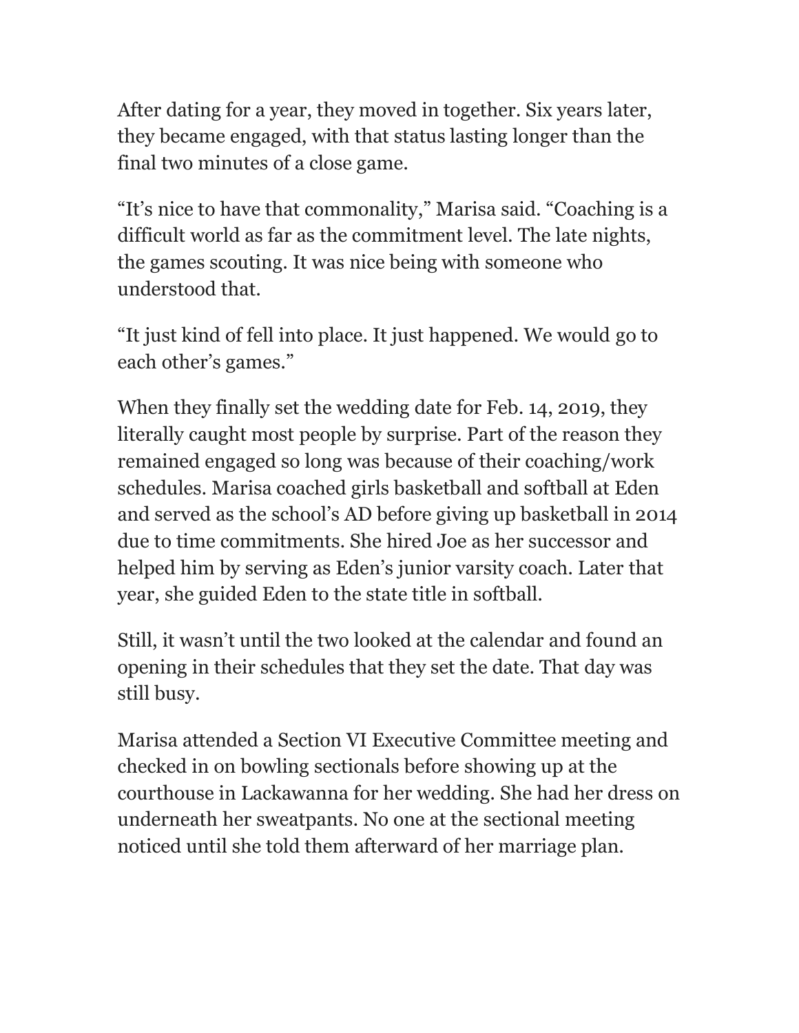After dating for a year, they moved in together. Six years later, they became engaged, with that status lasting longer than the final two minutes of a close game.

"It's nice to have that commonality," Marisa said. "Coaching is a difficult world as far as the commitment level. The late nights, the games scouting. It was nice being with someone who understood that.

"It just kind of fell into place. It just happened. We would go to each other's games."

When they finally set the wedding date for Feb. 14, 2019, they literally caught most people by surprise. Part of the reason they remained engaged so long was because of their coaching/work schedules. Marisa coached girls basketball and softball at Eden and served as the school's AD before giving up basketball in 2014 due to time commitments. She hired Joe as her successor and helped him by serving as Eden's junior varsity coach. Later that year, she guided Eden to the state title in softball.

Still, it wasn't until the two looked at the calendar and found an opening in their schedules that they set the date. That day was still busy.

Marisa attended a Section VI Executive Committee meeting and checked in on bowling sectionals before showing up at the courthouse in Lackawanna for her wedding. She had her dress on underneath her sweatpants. No one at the sectional meeting noticed until she told them afterward of her marriage plan.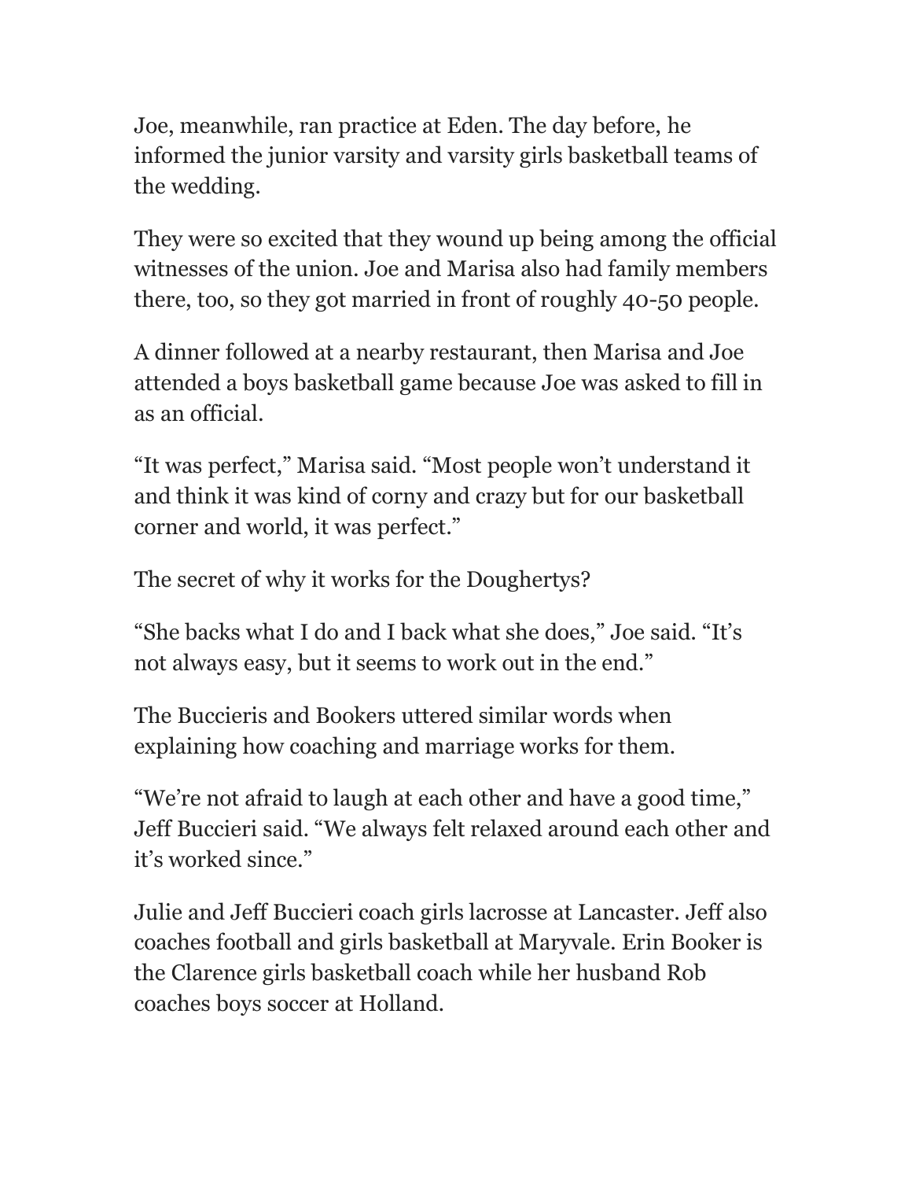Joe, meanwhile, ran practice at Eden. The day before, he informed the junior varsity and varsity girls basketball teams of the wedding.

They were so excited that they wound up being among the official witnesses of the union. Joe and Marisa also had family members there, too, so they got married in front of roughly 40-50 people.

A dinner followed at a nearby restaurant, then Marisa and Joe attended a boys basketball game because Joe was asked to fill in as an official.

“It was perfect,” Marisa said. “Most people won’t understand it and think it was kind of corny and crazy but for our basketball corner and world, it was perfect.”

The secret of why it works for the Doughertys?

“She backs what I do and I back what she does,” Joe said. “It’s not always easy, but it seems to work out in the end.”

The Buccieris and Bookers uttered similar words when explaining how coaching and marriage works for them.

“We’re not afraid to laugh at each other and have a good time,” Jeff Buccieri said. “We always felt relaxed around each other and it’s worked since.”

Julie and Jeff Buccieri coach girls lacrosse at Lancaster. Jeff also coaches football and girls basketball at Maryvale. Erin Booker is the Clarence girls basketball coach while her husband Rob coaches boys soccer at Holland.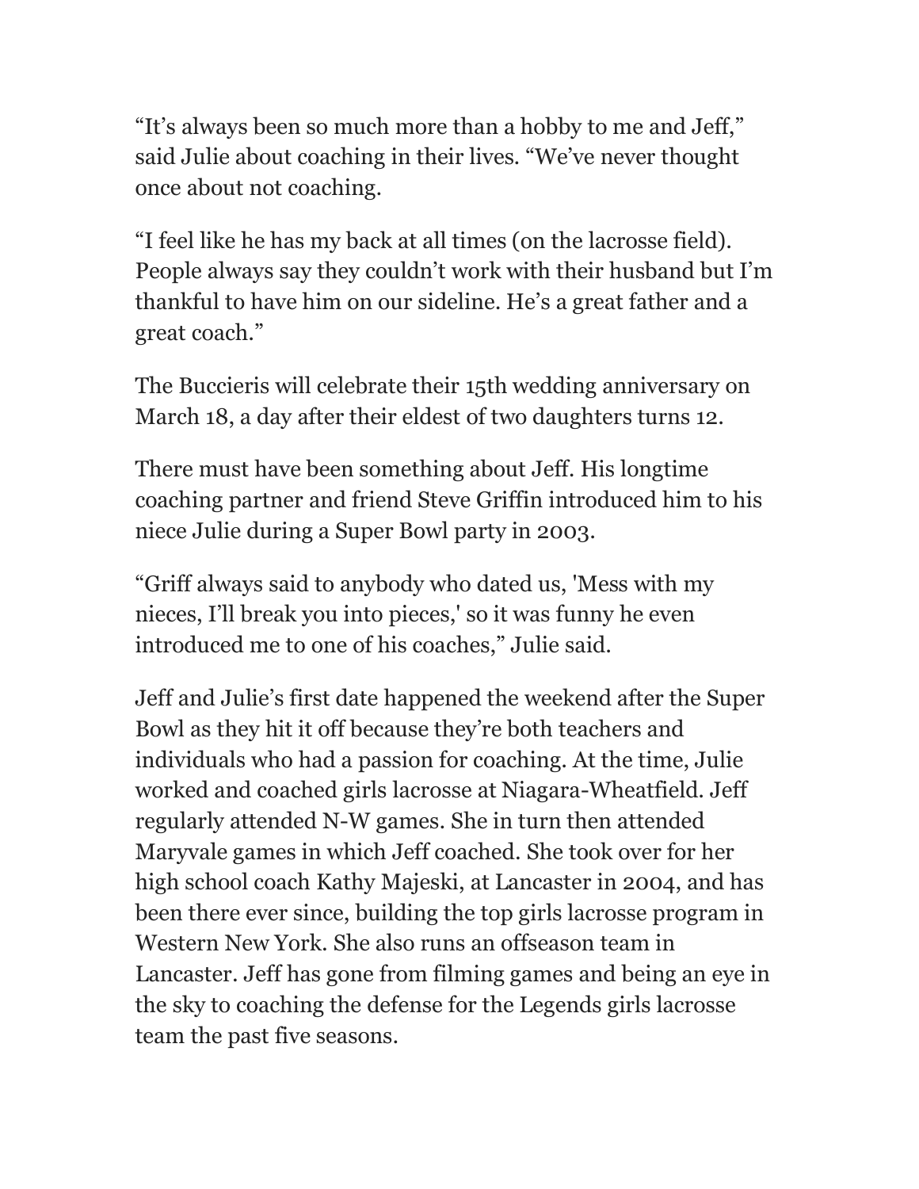“It’s always been so much more than a hobby to me and Jeff,” said Julie about coaching in their lives. “We’ve never thought once about not coaching.

“I feel like he has my back at all times (on the lacrosse field). People always say they couldn’t work with their husband but I’m thankful to have him on our sideline. He’s a great father and a great coach.”

The Buccieris will celebrate their 15th wedding anniversary on March 18, a day after their eldest of two daughters turns 12.

There must have been something about Jeff. His longtime coaching partner and friend Steve Griffin introduced him to his niece Julie during a Super Bowl party in 2003.

“Griff always said to anybody who dated us, 'Mess with my nieces, I’ll break you into pieces,' so it was funny he even introduced me to one of his coaches,” Julie said.

Jeff and Julie’s first date happened the weekend after the Super Bowl as they hit it off because they’re both teachers and individuals who had a passion for coaching. At the time, Julie worked and coached girls lacrosse at Niagara-Wheatfield. Jeff regularly attended N-W games. She in turn then attended Maryvale games in which Jeff coached. She took over for her high school coach Kathy Majeski, at Lancaster in 2004, and has been there ever since, building the top girls lacrosse program in Western New York. She also runs an offseason team in Lancaster. Jeff has gone from filming games and being an eye in the sky to coaching the defense for the Legends girls lacrosse team the past five seasons.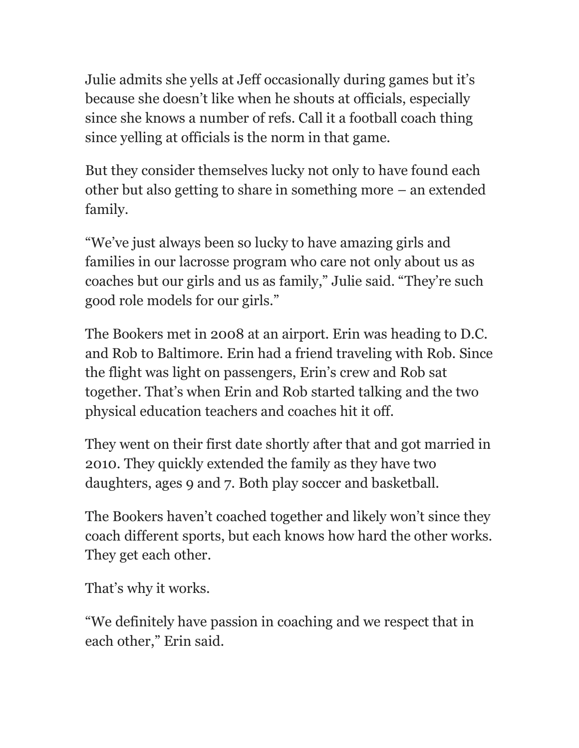Julie admits she yells at Jeff occasionally during games but it's because she doesn't like when he shouts at officials, especially since she knows a number of refs. Call it a football coach thing since yelling at officials is the norm in that game.

But they consider themselves lucky not only to have found each other but also getting to share in something more – an extended family.

"We've just always been so lucky to have amazing girls and families in our lacrosse program who care not only about us as coaches but our girls and us as family," Julie said. "They're such good role models for our girls."

The Bookers met in 2008 at an airport. Erin was heading to D.C. and Rob to Baltimore. Erin had a friend traveling with Rob. Since the flight was light on passengers, Erin's crew and Rob sat together. That's when Erin and Rob started talking and the two physical education teachers and coaches hit it off.

They went on their first date shortly after that and got married in 2010. They quickly extended the family as they have two daughters, ages 9 and 7. Both play soccer and basketball.

The Bookers haven't coached together and likely won't since they coach different sports, but each knows how hard the other works. They get each other.

That's why it works.

"We definitely have passion in coaching and we respect that in each other," Erin said.